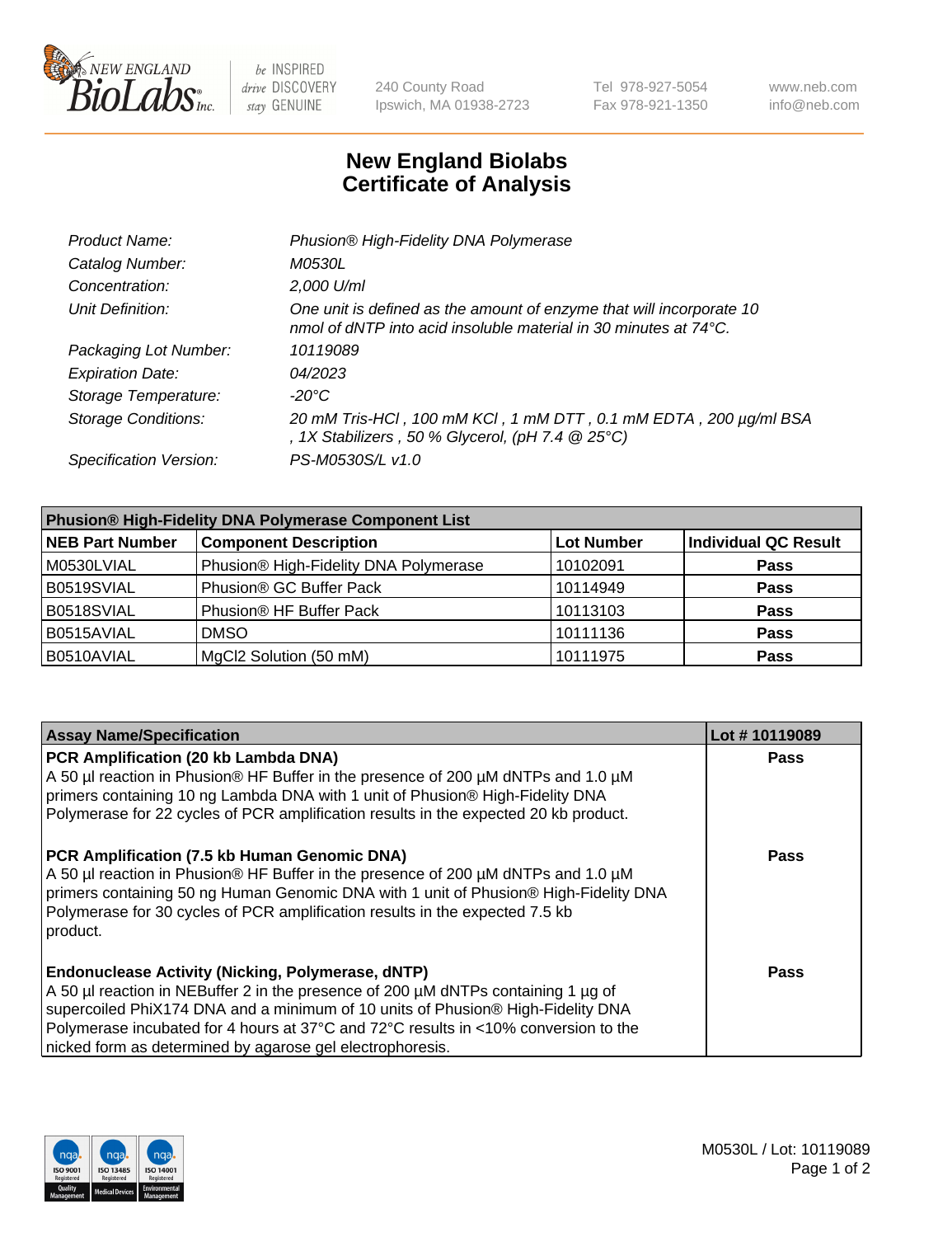New England BioLabs Inc. — be INSPIRED drive DISCOVERY stay GENUINE

240 County Road
Ipswich, MA 01938-2723

Tel 978-927-5054
Fax 978-921-1350

www.neb.com
info@neb.com

# New England Biolabs Certificate of Analysis

| | |
|---|---|
| *Product Name:* | *Phusion® High-Fidelity DNA Polymerase* |
| *Catalog Number:* | *M0530L* |
| *Concentration:* | *2,000 U/ml* |
| *Unit Definition:* | *One unit is defined as the amount of enzyme that will incorporate 10 nmol of dNTP into acid insoluble material in 30 minutes at 74°C.* |
| *Packaging Lot Number:* | *10119089* |
| *Expiration Date:* | *04/2023* |
| *Storage Temperature:* | *-20°C* |
| *Storage Conditions:* | *20 mM Tris-HCl , 100 mM KCl , 1 mM DTT , 0.1 mM EDTA , 200 µg/ml BSA , 1X Stabilizers , 50 % Glycerol, (pH 7.4 @ 25°C)* |
| *Specification Version:* | *PS-M0530S/L v1.0* |

| **Phusion® High-Fidelity DNA Polymerase Component List** | | | |
|---|---|---|---|
| **NEB Part Number** | **Component Description** | **Lot Number** | **Individual QC Result** |
| M0530LVIAL | Phusion® High-Fidelity DNA Polymerase | 10102091 | **Pass** |
| B0519SVIAL | Phusion® GC Buffer Pack | 10114949 | **Pass** |
| B0518SVIAL | Phusion® HF Buffer Pack | 10113103 | **Pass** |
| B0515AVIAL | DMSO | 10111136 | **Pass** |
| B0510AVIAL | MgCl2 Solution (50 mM) | 10111975 | **Pass** |

| **Assay Name/Specification** | **Lot # 10119089** |
|---|---|
| **PCR Amplification (20 kb Lambda DNA)** A 50 µl reaction in Phusion® HF Buffer in the presence of 200 µM dNTPs and 1.0 µM primers containing 10 ng Lambda DNA with 1 unit of Phusion® High-Fidelity DNA Polymerase for 22 cycles of PCR amplification results in the expected 20 kb product. | **Pass** |
| **PCR Amplification (7.5 kb Human Genomic DNA)** A 50 µl reaction in Phusion® HF Buffer in the presence of 200 µM dNTPs and 1.0 µM primers containing 50 ng Human Genomic DNA with 1 unit of Phusion® High-Fidelity DNA Polymerase for 30 cycles of PCR amplification results in the expected 7.5 kb product. | **Pass** |
| **Endonuclease Activity (Nicking, Polymerase, dNTP)** A 50 µl reaction in NEBuffer 2 in the presence of 200 µM dNTPs containing 1 µg of supercoiled PhiX174 DNA and a minimum of 10 units of Phusion® High-Fidelity DNA Polymerase incubated for 4 hours at 37°C and 72°C results in <10% conversion to the nicked form as determined by agarose gel electrophoresis. | **Pass** |

M0530L / Lot: 10119089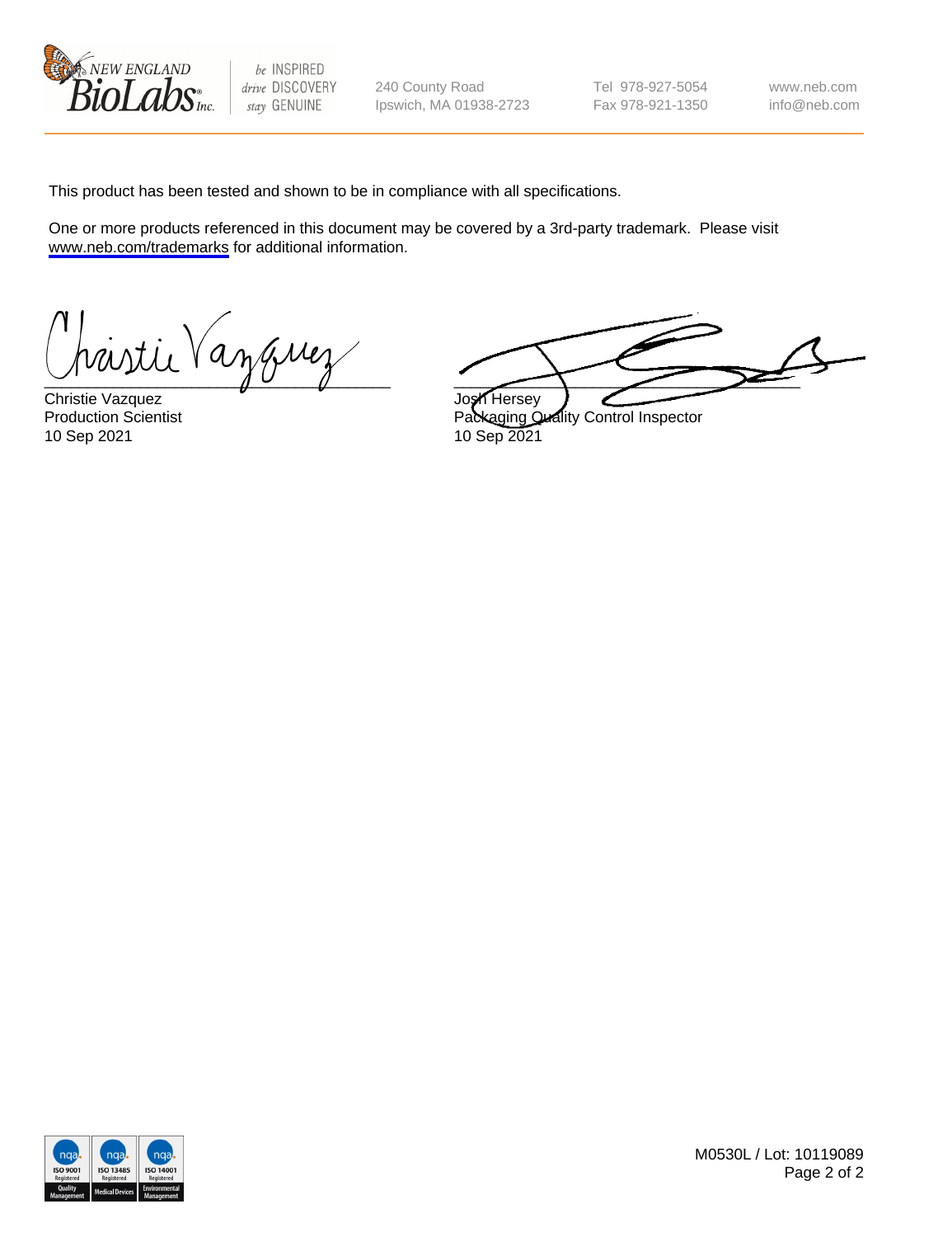This product has been tested and shown to be in compliance with all specifications.

One or more products referenced in this document may be covered by a 3rd-party trademark. Please visit www.neb.com/trademarks for additional information.

Christie Vazquez
Production Scientist
10 Sep 2021

Josh Hersey
Packaging Quality Control Inspector
10 Sep 2021

M0530L / Lot: 10119089